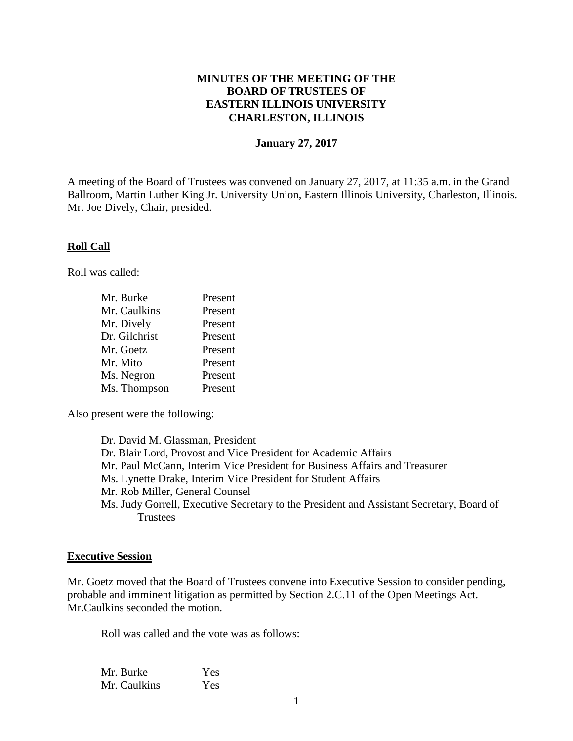# MINUTES OF THE MEETING OF THE BOARD OF TRUSTEES OF EASTERN ILLINOIS UNIVERSITY CHARLESTON, ILLINOIS

**January 27, 2017**

A meeting of the Board of Trustees was convened on January 27, 2017, at 11:35 a.m. in the Grand Ballroom, Martin Luther King Jr. University Union, Eastern Illinois University, Charleston, Illinois. Mr. Joe Dively, Chair, presided.

## Roll Call

Roll was called:

| | |
|---|---|
| Mr. Burke | Present |
| Mr. Caulkins | Present |
| Mr. Dively | Present |
| Dr. Gilchrist | Present |
| Mr. Goetz | Present |
| Mr. Mito | Present |
| Ms. Negron | Present |
| Ms. Thompson | Present |

Also present were the following:

- Dr. David M. Glassman, President
- Dr. Blair Lord, Provost and Vice President for Academic Affairs
- Mr. Paul McCann, Interim Vice President for Business Affairs and Treasurer
- Ms. Lynette Drake, Interim Vice President for Student Affairs
- Mr. Rob Miller, General Counsel
- Ms. Judy Gorrell, Executive Secretary to the President and Assistant Secretary, Board of Trustees

## Executive Session

Mr. Goetz moved that the Board of Trustees convene into Executive Session to consider pending, probable and imminent litigation as permitted by Section 2.C.11 of the Open Meetings Act. Mr.Caulkins seconded the motion.

Roll was called and the vote was as follows:

| | |
|---|---|
| Mr. Burke | Yes |
| Mr. Caulkins | Yes |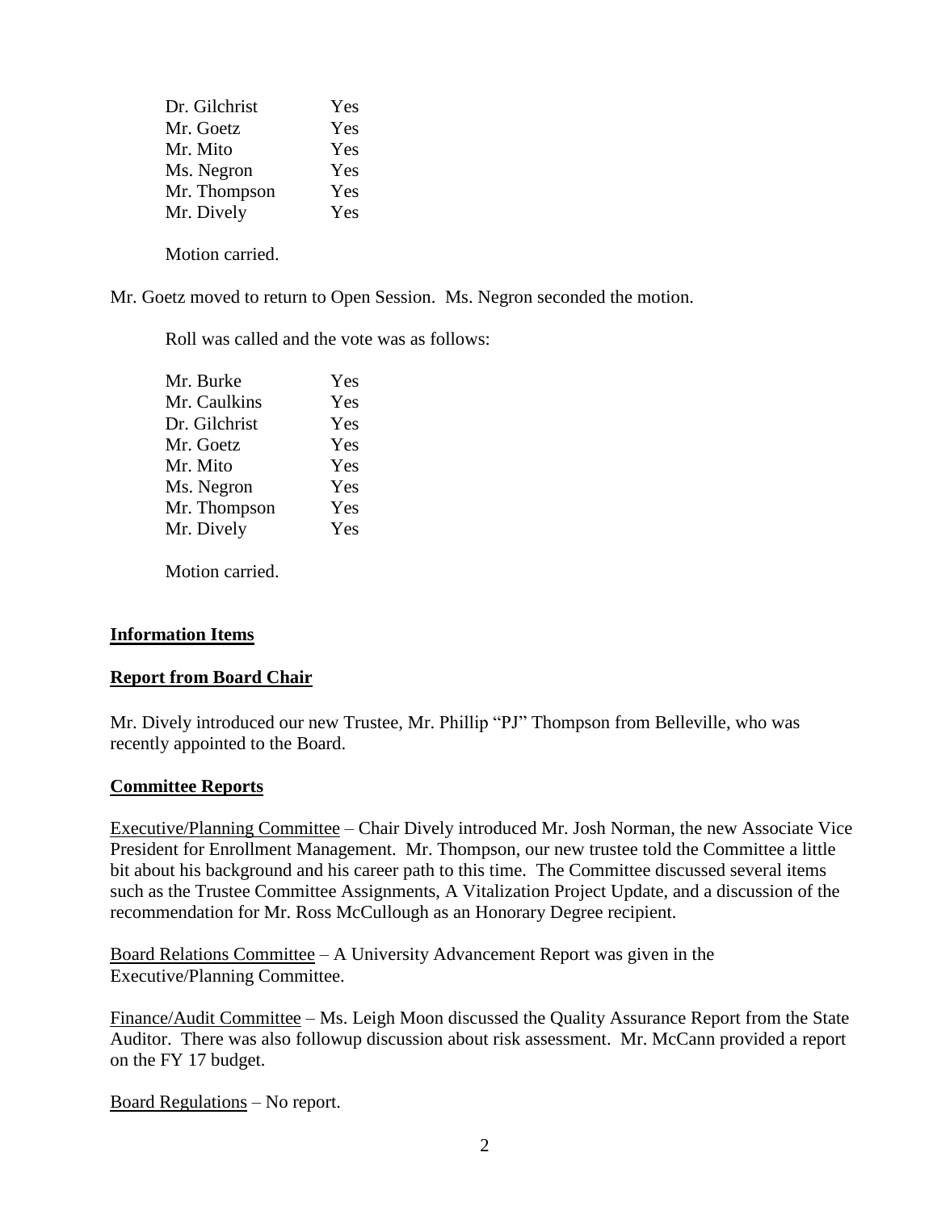| | |
|---|---|
| Dr. Gilchrist | Yes |
| Mr. Goetz | Yes |
| Mr. Mito | Yes |
| Ms. Negron | Yes |
| Mr. Thompson | Yes |
| Mr. Dively | Yes |

Motion carried.

Mr. Goetz moved to return to Open Session. Ms. Negron seconded the motion.

Roll was called and the vote was as follows:

| | |
|---|---|
| Mr. Burke | Yes |
| Mr. Caulkins | Yes |
| Dr. Gilchrist | Yes |
| Mr. Goetz | Yes |
| Mr. Mito | Yes |
| Ms. Negron | Yes |
| Mr. Thompson | Yes |
| Mr. Dively | Yes |

Motion carried.

**Information Items**

**Report from Board Chair**

Mr. Dively introduced our new Trustee, Mr. Phillip "PJ" Thompson from Belleville, who was recently appointed to the Board.

**Committee Reports**

Executive/Planning Committee – Chair Dively introduced Mr. Josh Norman, the new Associate Vice President for Enrollment Management. Mr. Thompson, our new trustee told the Committee a little bit about his background and his career path to this time. The Committee discussed several items such as the Trustee Committee Assignments, A Vitalization Project Update, and a discussion of the recommendation for Mr. Ross McCullough as an Honorary Degree recipient.

Board Relations Committee – A University Advancement Report was given in the Executive/Planning Committee.

Finance/Audit Committee – Ms. Leigh Moon discussed the Quality Assurance Report from the State Auditor. There was also followup discussion about risk assessment. Mr. McCann provided a report on the FY 17 budget.

Board Regulations – No report.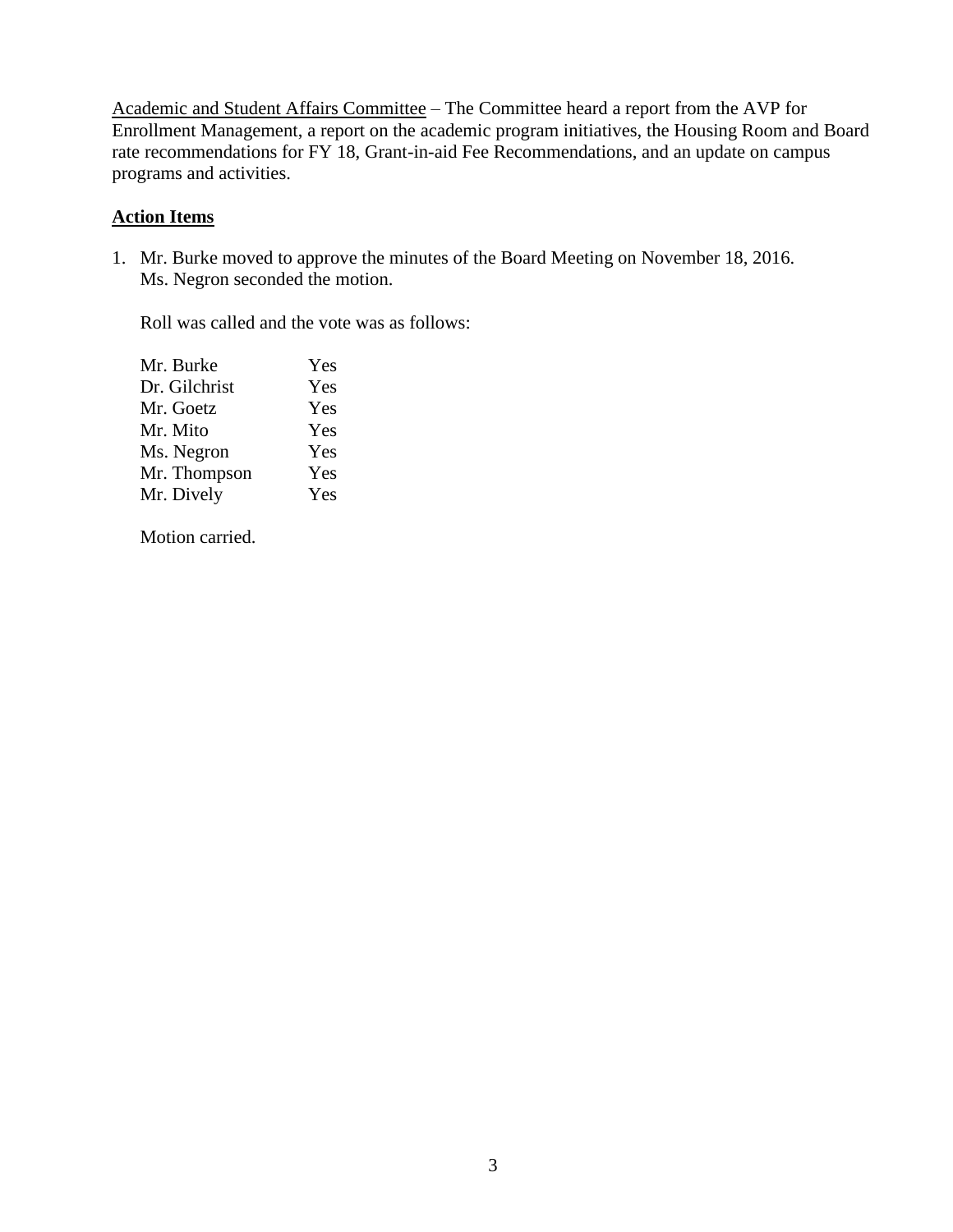<u>Academic and Student Affairs Committee</u> – The Committee heard a report from the AVP for Enrollment Management, a report on the academic program initiatives, the Housing Room and Board rate recommendations for FY 18, Grant-in-aid Fee Recommendations, and an update on campus programs and activities.

## <u>Action Items</u>

1. Mr. Burke moved to approve the minutes of the Board Meeting on November 18, 2016. Ms. Negron seconded the motion.

   Roll was called and the vote was as follows:

   | | |
   |---|---|
   | Mr. Burke | Yes |
   | Dr. Gilchrist | Yes |
   | Mr. Goetz | Yes |
   | Mr. Mito | Yes |
   | Ms. Negron | Yes |
   | Mr. Thompson | Yes |
   | Mr. Dively | Yes |

   Motion carried.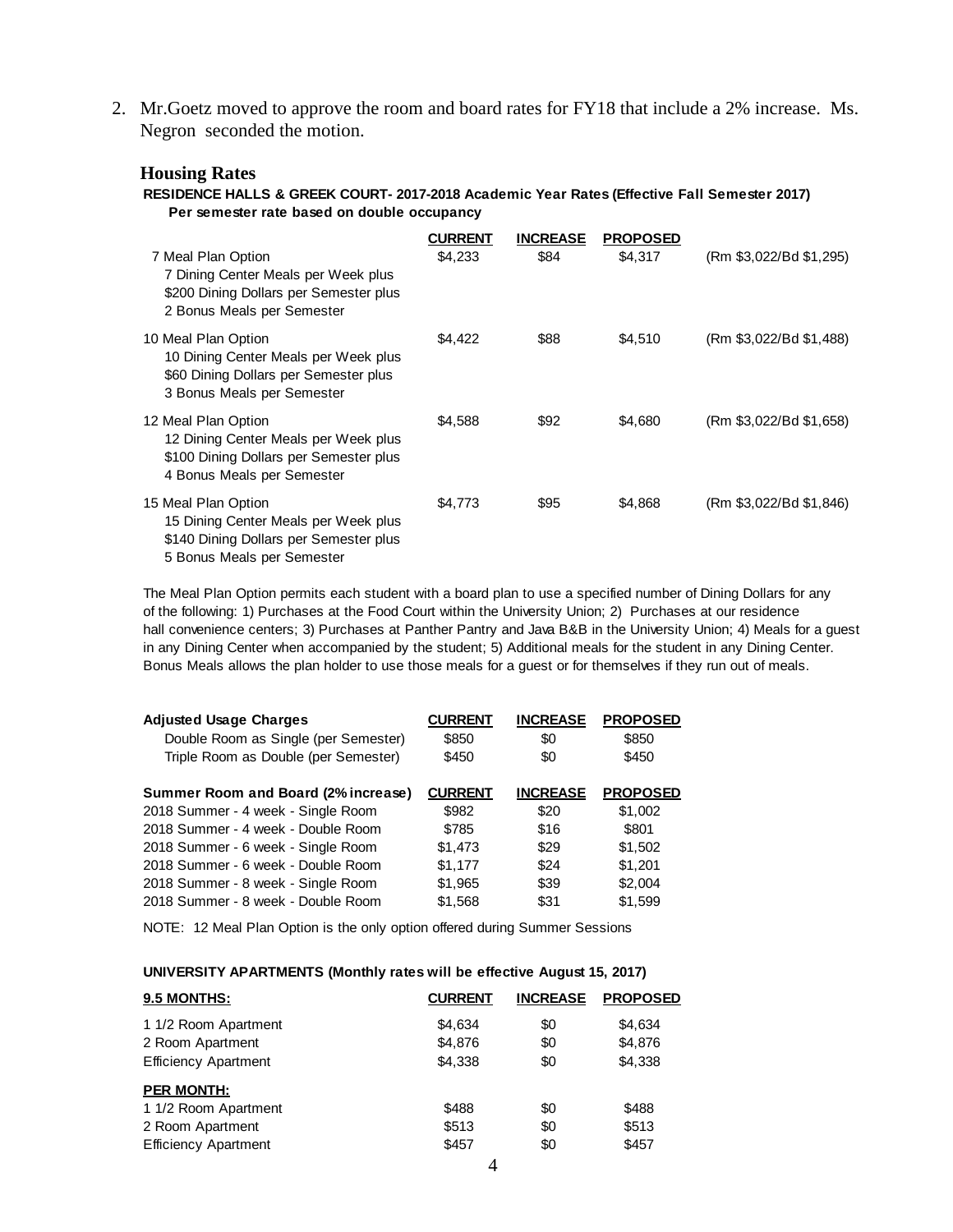2. Mr.Goetz moved to approve the room and board rates for FY18 that include a 2% increase. Ms. Negron seconded the motion.

### Housing Rates

**RESIDENCE HALLS & GREEK COURT- 2017-2018 Academic Year Rates (Effective Fall Semester 2017)**
**Per semester rate based on double occupancy**

| | CURRENT | INCREASE | PROPOSED | |
|---|---|---|---|---|
| 7 Meal Plan Option<br>7 Dining Center Meals per Week plus<br>$200 Dining Dollars per Semester plus<br>2 Bonus Meals per Semester | $4,233 | $84 | $4,317 | (Rm $3,022/Bd $1,295) |
| 10 Meal Plan Option<br>10 Dining Center Meals per Week plus<br>$60 Dining Dollars per Semester plus<br>3 Bonus Meals per Semester | $4,422 | $88 | $4,510 | (Rm $3,022/Bd $1,488) |
| 12 Meal Plan Option<br>12 Dining Center Meals per Week plus<br>$100 Dining Dollars per Semester plus<br>4 Bonus Meals per Semester | $4,588 | $92 | $4,680 | (Rm $3,022/Bd $1,658) |
| 15 Meal Plan Option<br>15 Dining Center Meals per Week plus<br>$140 Dining Dollars per Semester plus<br>5 Bonus Meals per Semester | $4,773 | $95 | $4,868 | (Rm $3,022/Bd $1,846) |

The Meal Plan Option permits each student with a board plan to use a specified number of Dining Dollars for any of the following: 1) Purchases at the Food Court within the University Union; 2) Purchases at our residence hall convenience centers; 3) Purchases at Panther Pantry and Java B&B in the University Union; 4) Meals for a guest in any Dining Center when accompanied by the student; 5) Additional meals for the student in any Dining Center. Bonus Meals allows the plan holder to use those meals for a guest or for themselves if they run out of meals.

| Adjusted Usage Charges | CURRENT | INCREASE | PROPOSED |
|---|---|---|---|
| Double Room as Single (per Semester) | $850 | $0 | $850 |
| Triple Room as Double (per Semester) | $450 | $0 | $450 |

| Summer Room and Board (2% increase) | CURRENT | INCREASE | PROPOSED |
|---|---|---|---|
| 2018 Summer - 4 week - Single Room | $982 | $20 | $1,002 |
| 2018 Summer - 4 week - Double Room | $785 | $16 | $801 |
| 2018 Summer - 6 week - Single Room | $1,473 | $29 | $1,502 |
| 2018 Summer - 6 week - Double Room | $1,177 | $24 | $1,201 |
| 2018 Summer - 8 week - Single Room | $1,965 | $39 | $2,004 |
| 2018 Summer - 8 week - Double Room | $1,568 | $31 | $1,599 |

NOTE: 12 Meal Plan Option is the only option offered during Summer Sessions

**UNIVERSITY APARTMENTS (Monthly rates will be effective August 15, 2017)**

| 9.5 MONTHS: | CURRENT | INCREASE | PROPOSED |
|---|---|---|---|
| 1 1/2 Room Apartment | $4,634 | $0 | $4,634 |
| 2 Room Apartment | $4,876 | $0 | $4,876 |
| Efficiency Apartment | $4,338 | $0 | $4,338 |
| **PER MONTH:** | | | |
| 1 1/2 Room Apartment | $488 | $0 | $488 |
| 2 Room Apartment | $513 | $0 | $513 |
| Efficiency Apartment | $457 | $0 | $457 |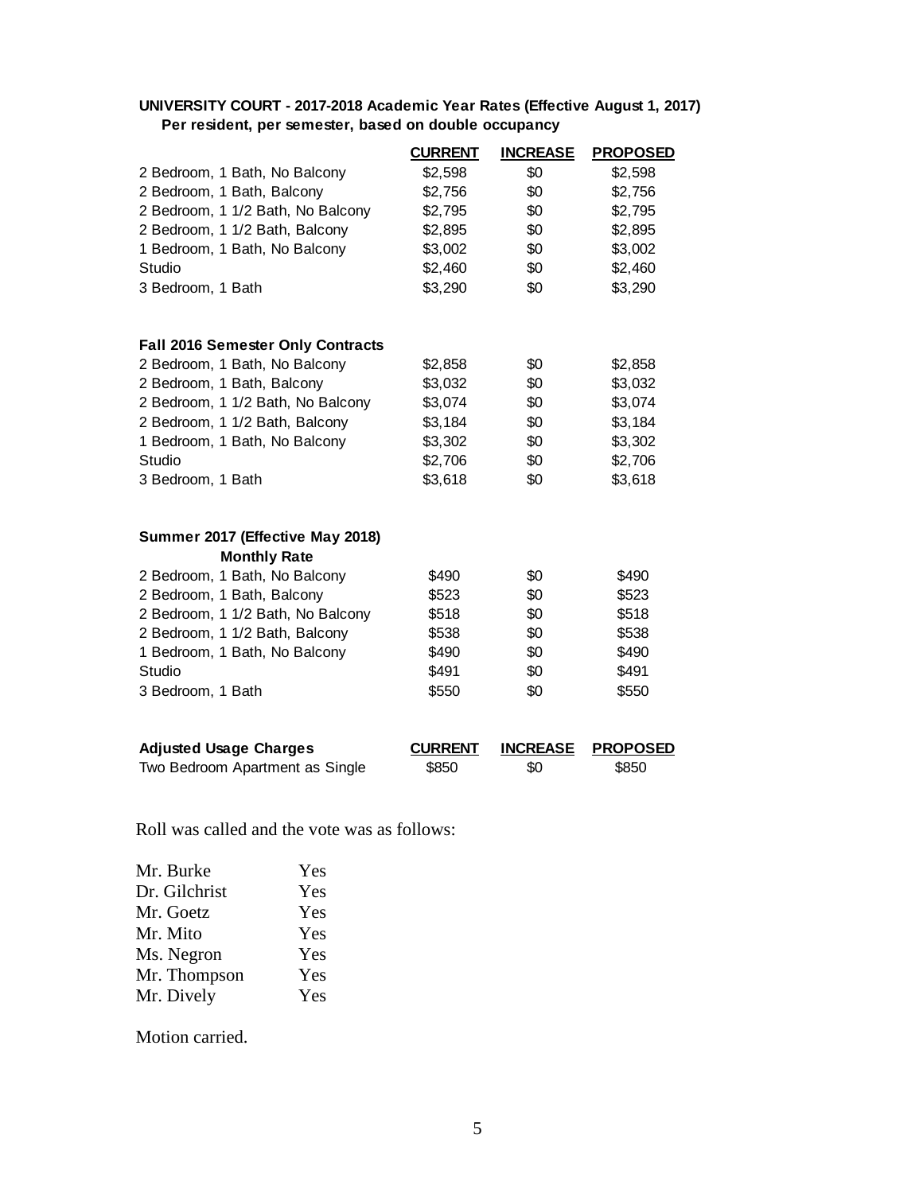**UNIVERSITY COURT - 2017-2018 Academic Year Rates (Effective August 1, 2017)**
**Per resident, per semester, based on double occupancy**

| | CURRENT | INCREASE | PROPOSED |
|---|---|---|---|
| 2 Bedroom, 1 Bath, No Balcony | $2,598 | $0 | $2,598 |
| 2 Bedroom, 1 Bath, Balcony | $2,756 | $0 | $2,756 |
| 2 Bedroom, 1 1/2 Bath, No Balcony | $2,795 | $0 | $2,795 |
| 2 Bedroom, 1 1/2 Bath, Balcony | $2,895 | $0 | $2,895 |
| 1 Bedroom, 1 Bath, No Balcony | $3,002 | $0 | $3,002 |
| Studio | $2,460 | $0 | $2,460 |
| 3 Bedroom, 1 Bath | $3,290 | $0 | $3,290 |
| **Fall 2016 Semester Only Contracts** | | | |
| 2 Bedroom, 1 Bath, No Balcony | $2,858 | $0 | $2,858 |
| 2 Bedroom, 1 Bath, Balcony | $3,032 | $0 | $3,032 |
| 2 Bedroom, 1 1/2 Bath, No Balcony | $3,074 | $0 | $3,074 |
| 2 Bedroom, 1 1/2 Bath, Balcony | $3,184 | $0 | $3,184 |
| 1 Bedroom, 1 Bath, No Balcony | $3,302 | $0 | $3,302 |
| Studio | $2,706 | $0 | $2,706 |
| 3 Bedroom, 1 Bath | $3,618 | $0 | $3,618 |
| **Summer 2017 (Effective May 2018) Monthly Rate** | | | |
| 2 Bedroom, 1 Bath, No Balcony | $490 | $0 | $490 |
| 2 Bedroom, 1 Bath, Balcony | $523 | $0 | $523 |
| 2 Bedroom, 1 1/2 Bath, No Balcony | $518 | $0 | $518 |
| 2 Bedroom, 1 1/2 Bath, Balcony | $538 | $0 | $538 |
| 1 Bedroom, 1 Bath, No Balcony | $490 | $0 | $490 |
| Studio | $491 | $0 | $491 |
| 3 Bedroom, 1 Bath | $550 | $0 | $550 |

| Adjusted Usage Charges | CURRENT | INCREASE | PROPOSED |
|---|---|---|---|
| Two Bedroom Apartment as Single | $850 | $0 | $850 |

Roll was called and the vote was as follows:

| | |
|---|---|
| Mr. Burke | Yes |
| Dr. Gilchrist | Yes |
| Mr. Goetz | Yes |
| Mr. Mito | Yes |
| Ms. Negron | Yes |
| Mr. Thompson | Yes |
| Mr. Dively | Yes |

Motion carried.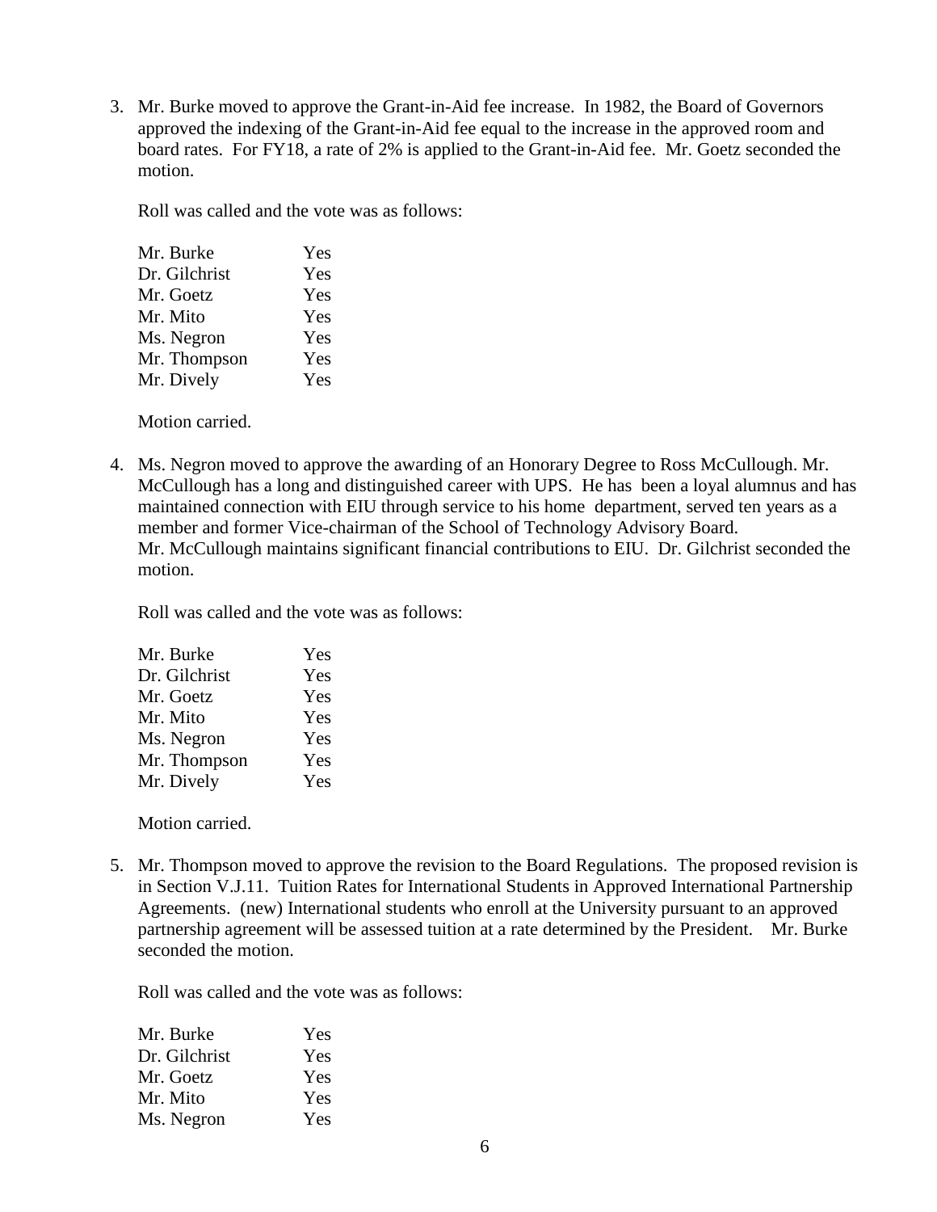3. Mr. Burke moved to approve the Grant-in-Aid fee increase. In 1982, the Board of Governors approved the indexing of the Grant-in-Aid fee equal to the increase in the approved room and board rates. For FY18, a rate of 2% is applied to the Grant-in-Aid fee. Mr. Goetz seconded the motion.

   Roll was called and the vote was as follows:

   | | |
   |---|---|
   | Mr. Burke | Yes |
   | Dr. Gilchrist | Yes |
   | Mr. Goetz | Yes |
   | Mr. Mito | Yes |
   | Ms. Negron | Yes |
   | Mr. Thompson | Yes |
   | Mr. Dively | Yes |

   Motion carried.

4. Ms. Negron moved to approve the awarding of an Honorary Degree to Ross McCullough. Mr. McCullough has a long and distinguished career with UPS. He has been a loyal alumnus and has maintained connection with EIU through service to his home department, served ten years as a member and former Vice-chairman of the School of Technology Advisory Board. Mr. McCullough maintains significant financial contributions to EIU. Dr. Gilchrist seconded the motion.

   Roll was called and the vote was as follows:

   | | |
   |---|---|
   | Mr. Burke | Yes |
   | Dr. Gilchrist | Yes |
   | Mr. Goetz | Yes |
   | Mr. Mito | Yes |
   | Ms. Negron | Yes |
   | Mr. Thompson | Yes |
   | Mr. Dively | Yes |

   Motion carried.

5. Mr. Thompson moved to approve the revision to the Board Regulations. The proposed revision is in Section V.J.11. Tuition Rates for International Students in Approved International Partnership Agreements. (new) International students who enroll at the University pursuant to an approved partnership agreement will be assessed tuition at a rate determined by the President. Mr. Burke seconded the motion.

   Roll was called and the vote was as follows:

   | | |
   |---|---|
   | Mr. Burke | Yes |
   | Dr. Gilchrist | Yes |
   | Mr. Goetz | Yes |
   | Mr. Mito | Yes |
   | Ms. Negron | Yes |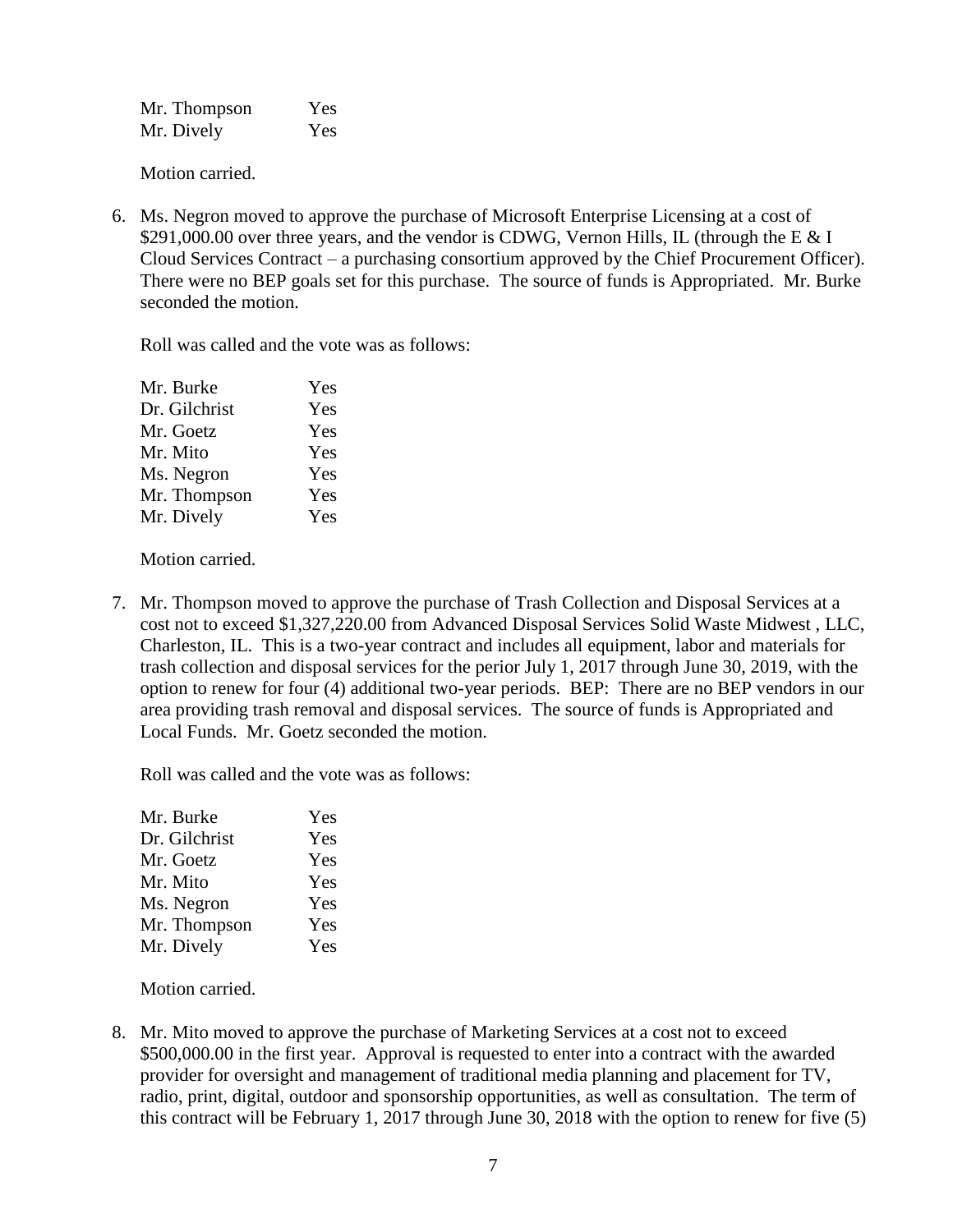| | |
|---|---|
| Mr. Thompson | Yes |
| Mr. Dively | Yes |

Motion carried.

6. Ms. Negron moved to approve the purchase of Microsoft Enterprise Licensing at a cost of $291,000.00 over three years, and the vendor is CDWG, Vernon Hills, IL (through the E & I Cloud Services Contract – a purchasing consortium approved by the Chief Procurement Officer). There were no BEP goals set for this purchase. The source of funds is Appropriated. Mr. Burke seconded the motion.

   Roll was called and the vote was as follows:

   | | |
   |---|---|
   | Mr. Burke | Yes |
   | Dr. Gilchrist | Yes |
   | Mr. Goetz | Yes |
   | Mr. Mito | Yes |
   | Ms. Negron | Yes |
   | Mr. Thompson | Yes |
   | Mr. Dively | Yes |

   Motion carried.

7. Mr. Thompson moved to approve the purchase of Trash Collection and Disposal Services at a cost not to exceed $1,327,220.00 from Advanced Disposal Services Solid Waste Midwest , LLC, Charleston, IL. This is a two-year contract and includes all equipment, labor and materials for trash collection and disposal services for the perior July 1, 2017 through June 30, 2019, with the option to renew for four (4) additional two-year periods. BEP: There are no BEP vendors in our area providing trash removal and disposal services. The source of funds is Appropriated and Local Funds. Mr. Goetz seconded the motion.

   Roll was called and the vote was as follows:

   | | |
   |---|---|
   | Mr. Burke | Yes |
   | Dr. Gilchrist | Yes |
   | Mr. Goetz | Yes |
   | Mr. Mito | Yes |
   | Ms. Negron | Yes |
   | Mr. Thompson | Yes |
   | Mr. Dively | Yes |

   Motion carried.

8. Mr. Mito moved to approve the purchase of Marketing Services at a cost not to exceed $500,000.00 in the first year. Approval is requested to enter into a contract with the awarded provider for oversight and management of traditional media planning and placement for TV, radio, print, digital, outdoor and sponsorship opportunities, as well as consultation. The term of this contract will be February 1, 2017 through June 30, 2018 with the option to renew for five (5)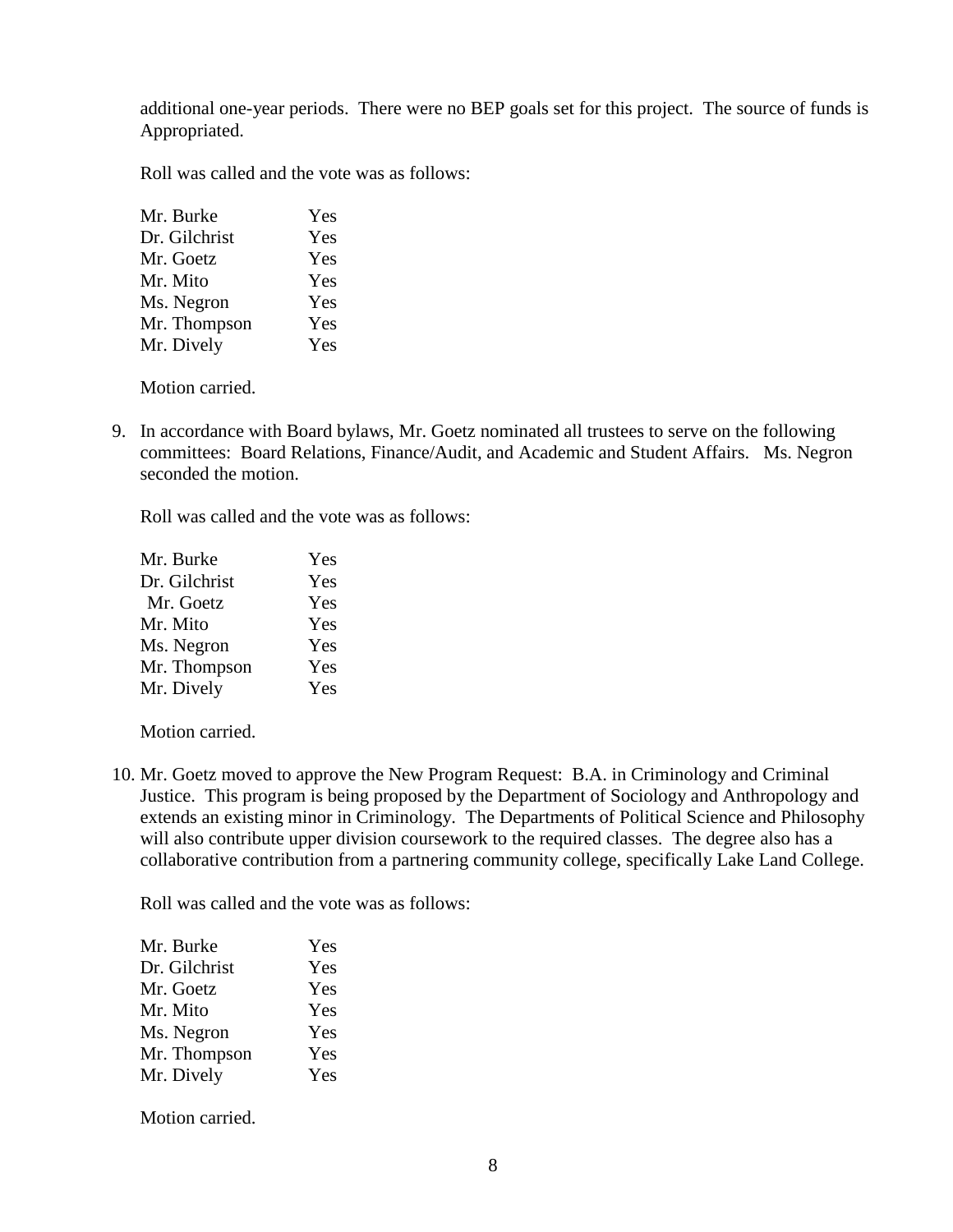additional one-year periods. There were no BEP goals set for this project. The source of funds is Appropriated.

Roll was called and the vote was as follows:

| | |
|---|---|
| Mr. Burke | Yes |
| Dr. Gilchrist | Yes |
| Mr. Goetz | Yes |
| Mr. Mito | Yes |
| Ms. Negron | Yes |
| Mr. Thompson | Yes |
| Mr. Dively | Yes |

Motion carried.

9. In accordance with Board bylaws, Mr. Goetz nominated all trustees to serve on the following committees: Board Relations, Finance/Audit, and Academic and Student Affairs. Ms. Negron seconded the motion.

   Roll was called and the vote was as follows:

   | | |
   |---|---|
   | Mr. Burke | Yes |
   | Dr. Gilchrist | Yes |
   | Mr. Goetz | Yes |
   | Mr. Mito | Yes |
   | Ms. Negron | Yes |
   | Mr. Thompson | Yes |
   | Mr. Dively | Yes |

   Motion carried.

10. Mr. Goetz moved to approve the New Program Request: B.A. in Criminology and Criminal Justice. This program is being proposed by the Department of Sociology and Anthropology and extends an existing minor in Criminology. The Departments of Political Science and Philosophy will also contribute upper division coursework to the required classes. The degree also has a collaborative contribution from a partnering community college, specifically Lake Land College.

    Roll was called and the vote was as follows:

    | | |
    |---|---|
    | Mr. Burke | Yes |
    | Dr. Gilchrist | Yes |
    | Mr. Goetz | Yes |
    | Mr. Mito | Yes |
    | Ms. Negron | Yes |
    | Mr. Thompson | Yes |
    | Mr. Dively | Yes |

    Motion carried.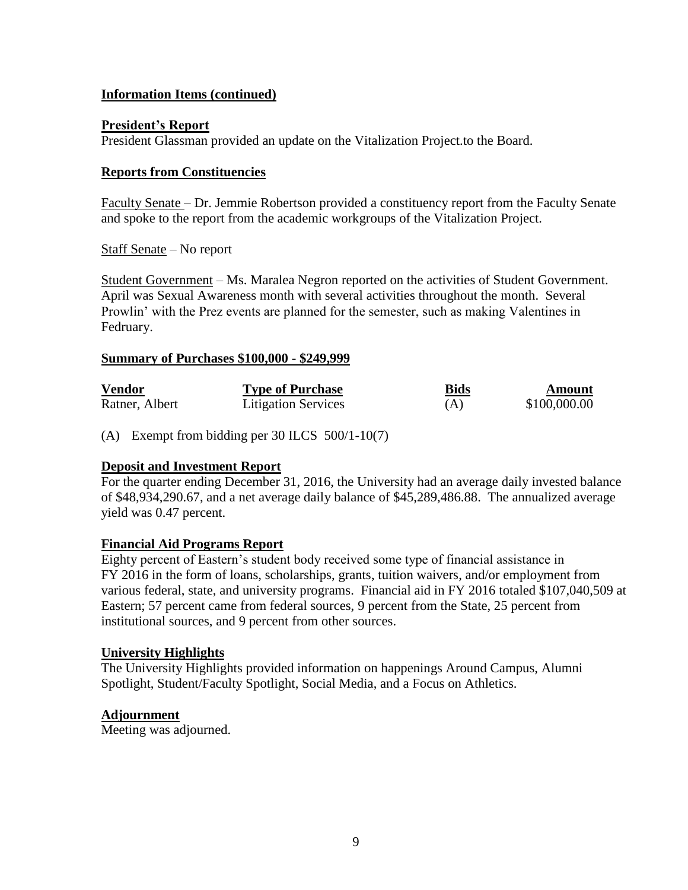## Information Items (continued)

### President's Report

President Glassman provided an update on the Vitalization Project.to the Board.

### Reports from Constituencies

Faculty Senate – Dr. Jemmie Robertson provided a constituency report from the Faculty Senate and spoke to the report from the academic workgroups of the Vitalization Project.

Staff Senate – No report

Student Government – Ms. Maralea Negron reported on the activities of Student Government. April was Sexual Awareness month with several activities throughout the month. Several Prowlin' with the Prez events are planned for the semester, such as making Valentines in Fedruary.

### Summary of Purchases $100,000 - $249,999

| Vendor | Type of Purchase | Bids | Amount |
|---|---|---|---|
| Ratner, Albert | Litigation Services | (A) | $100,000.00 |

(A) Exempt from bidding per 30 ILCS 500/1-10(7)

### Deposit and Investment Report

For the quarter ending December 31, 2016, the University had an average daily invested balance of $48,934,290.67, and a net average daily balance of $45,289,486.88. The annualized average yield was 0.47 percent.

### Financial Aid Programs Report

Eighty percent of Eastern's student body received some type of financial assistance in FY 2016 in the form of loans, scholarships, grants, tuition waivers, and/or employment from various federal, state, and university programs. Financial aid in FY 2016 totaled $107,040,509 at Eastern; 57 percent came from federal sources, 9 percent from the State, 25 percent from institutional sources, and 9 percent from other sources.

### University Highlights

The University Highlights provided information on happenings Around Campus, Alumni Spotlight, Student/Faculty Spotlight, Social Media, and a Focus on Athletics.

### Adjournment

Meeting was adjourned.